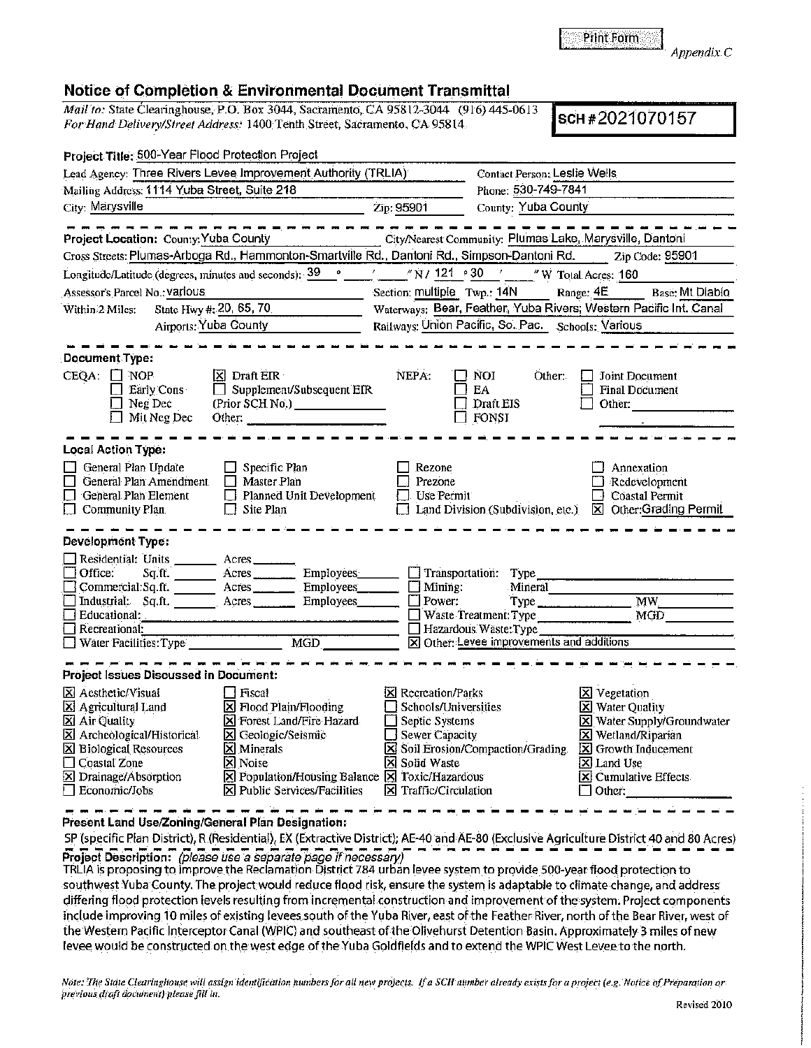Print Form

*Appendix C*

# Notice of Completion & Environmental Document Transmittal

*Mail to:* State Clearinghouse, P.O. Box 3044, Sacramento, CA 95812-3044 (916) 445-0613
*For Hand Delivery/Street Address:* 1400 Tenth Street, Sacramento, CA 95814

**SCH # 2021070157**

**Project Title:** 500-Year Flood Protection Project

Lead Agency: Three Rivers Levee Improvement Authority (TRLIA) Contact Person: Leslie Wells
Mailing Address: 1114 Yuba Street, Suite 218 Phone: 530-749-7841
City: Marysville Zip: 95901 County: Yuba County

---

**Project Location:** County: Yuba County City/Nearest Community: Plumas Lake, Marysville, Dantoni
Cross Streets: Plumas-Arboga Rd., Hammonton-Smartville Rd., Dantoni Rd., Simpson-Dantoni Rd. Zip Code: 95901
Longitude/Latitude (degrees, minutes and seconds): 39 ° ___ ′ ___ ″ N / 121 ° 30 ′ ___ ″ W Total Acres: 160
Assessor's Parcel No.: various Section: multiple Twp.: 14N Range: 4E Base: Mt Diablo
Within 2 Miles: State Hwy #: 20, 65, 70 Waterways: Bear, Feather, Yuba Rivers; Western Pacific Int. Canal
Airports: Yuba County Railways: Union Pacific, So. Pac. Schools: Various

---

**Document Type:**

CEQA: ☐ NOP ☒ Draft EIR ☐ Early Cons ☐ Supplement/Subsequent EIR ☐ Neg Dec (Prior SCH No.) ________ ☐ Mit Neg Dec Other: ________

NEPA: ☐ NOI ☐ EA ☐ Draft EIS ☐ FONSI

Other: ☐ Joint Document ☐ Final Document ☐ Other: ________

---

**Local Action Type:**

☐ General Plan Update ☐ Specific Plan ☐ Rezone ☐ Annexation
☐ General Plan Amendment ☐ Master Plan ☐ Prezone ☐ Redevelopment
☐ General Plan Element ☐ Planned Unit Development ☐ Use Permit ☐ Coastal Permit
☐ Community Plan ☐ Site Plan ☐ Land Division (Subdivision, etc.) ☒ Other: Grading Permit

---

**Development Type:**

☐ Residential: Units ______ Acres ______
☐ Office: Sq.ft. ______ Acres ______ Employees ______
☐ Commercial: Sq.ft. ______ Acres ______ Employees ______
☐ Industrial: Sq.ft. ______ Acres ______ Employees ______
☐ Educational: ______
☐ Recreational: ______
☐ Water Facilities: Type ______ MGD ______
☐ Transportation: Type ______
☐ Mining: Mineral ______
☐ Power: Type ______ MW ______
☐ Waste Treatment: Type ______ MGD ______
☐ Hazardous Waste: Type ______
☒ Other: Levee improvements and additions

---

**Project Issues Discussed in Document:**

☒ Aesthetic/Visual ☐ Fiscal ☒ Recreation/Parks ☒ Vegetation
☒ Agricultural Land ☒ Flood Plain/Flooding ☐ Schools/Universities ☒ Water Quality
☒ Air Quality ☒ Forest Land/Fire Hazard ☐ Septic Systems ☒ Water Supply/Groundwater
☒ Archeological/Historical ☒ Geologic/Seismic ☐ Sewer Capacity ☒ Wetland/Riparian
☒ Biological Resources ☒ Minerals ☒ Soil Erosion/Compaction/Grading ☒ Growth Inducement
☐ Coastal Zone ☒ Noise ☒ Solid Waste ☒ Land Use
☒ Drainage/Absorption ☒ Population/Housing Balance ☒ Toxic/Hazardous ☒ Cumulative Effects
☐ Economic/Jobs ☒ Public Services/Facilities ☒ Traffic/Circulation ☐ Other: ________

---

**Present Land Use/Zoning/General Plan Designation:**

SP (specific Plan District), R (Residential), EX (Extractive District); AE-40 and AE-80 (Exclusive Agriculture District 40 and 80 Acres)

**Project Description:** *(please use a separate page if necessary)*

TRLIA is proposing to improve the Reclamation District 784 urban levee system to provide 500-year flood protection to southwest Yuba County. The project would reduce flood risk, ensure the system is adaptable to climate change, and address differing flood protection levels resulting from incremental construction and improvement of the system. Project components include improving 10 miles of existing levees south of the Yuba River, east of the Feather River, north of the Bear River, west of the Western Pacific Interceptor Canal (WPIC) and southeast of the Olivehurst Detention Basin. Approximately 3 miles of new levee would be constructed on the west edge of the Yuba Goldfields and to extend the WPIC West Levee to the north.

*Note: The State Clearinghouse will assign identification numbers for all new projects. If a SCH number already exists for a project (e.g. Notice of Preparation or previous draft document) please fill in.*

Revised 2010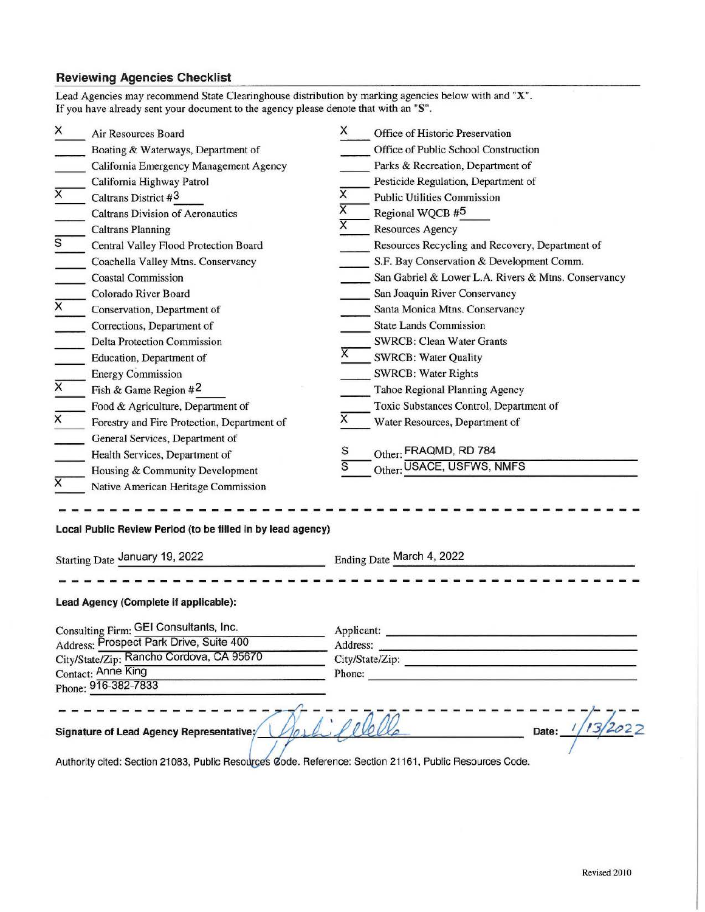## Reviewing Agencies Checklist

Lead Agencies may recommend State Clearinghouse distribution by marking agencies below with and "X".
If you have already sent your document to the agency please denote that with an "S".

| | | | |
|---|---|---|---|
| X | Air Resources Board | X | Office of Historic Preservation |
| | Boating & Waterways, Department of | | Office of Public School Construction |
| | California Emergency Management Agency | | Parks & Recreation, Department of |
| | California Highway Patrol | | Pesticide Regulation, Department of |
| X | Caltrans District #3 | X | Public Utilities Commission |
| | Caltrans Division of Aeronautics | X | Regional WQCB #5 |
| | Caltrans Planning | X | Resources Agency |
| S | Central Valley Flood Protection Board | | Resources Recycling and Recovery, Department of |
| | Coachella Valley Mtns. Conservancy | | S.F. Bay Conservation & Development Comm. |
| | Coastal Commission | | San Gabriel & Lower L.A. Rivers & Mtns. Conservancy |
| | Colorado River Board | | San Joaquin River Conservancy |
| X | Conservation, Department of | | Santa Monica Mtns. Conservancy |
| | Corrections, Department of | | State Lands Commission |
| | Delta Protection Commission | | SWRCB: Clean Water Grants |
| | Education, Department of | X | SWRCB: Water Quality |
| | Energy Commission | | SWRCB: Water Rights |
| X | Fish & Game Region #2 | | Tahoe Regional Planning Agency |
| | Food & Agriculture, Department of | | Toxic Substances Control, Department of |
| X | Forestry and Fire Protection, Department of | X | Water Resources, Department of |
| | General Services, Department of | | |
| | Health Services, Department of | S | Other: FRAQMD, RD 784 |
| | Housing & Community Development | S | Other: USACE, USFWS, NMFS |
| X | Native American Heritage Commission | | |

**Local Public Review Period (to be filled in by lead agency)**

Starting Date January 19, 2022 Ending Date March 4, 2022

**Lead Agency (Complete if applicable):**

Consulting Firm: GEI Consultants, Inc.
Address: Prospect Park Drive, Suite 400
City/State/Zip: Rancho Cordova, CA 95670
Contact: Anne King
Phone: 916-382-7833

Applicant:
Address:
City/State/Zip:
Phone:

**Signature of Lead Agency Representative:** [signature] **Date:** 1/13/2022

Authority cited: Section 21083, Public Resources Code. Reference: Section 21161, Public Resources Code.

Revised 2010